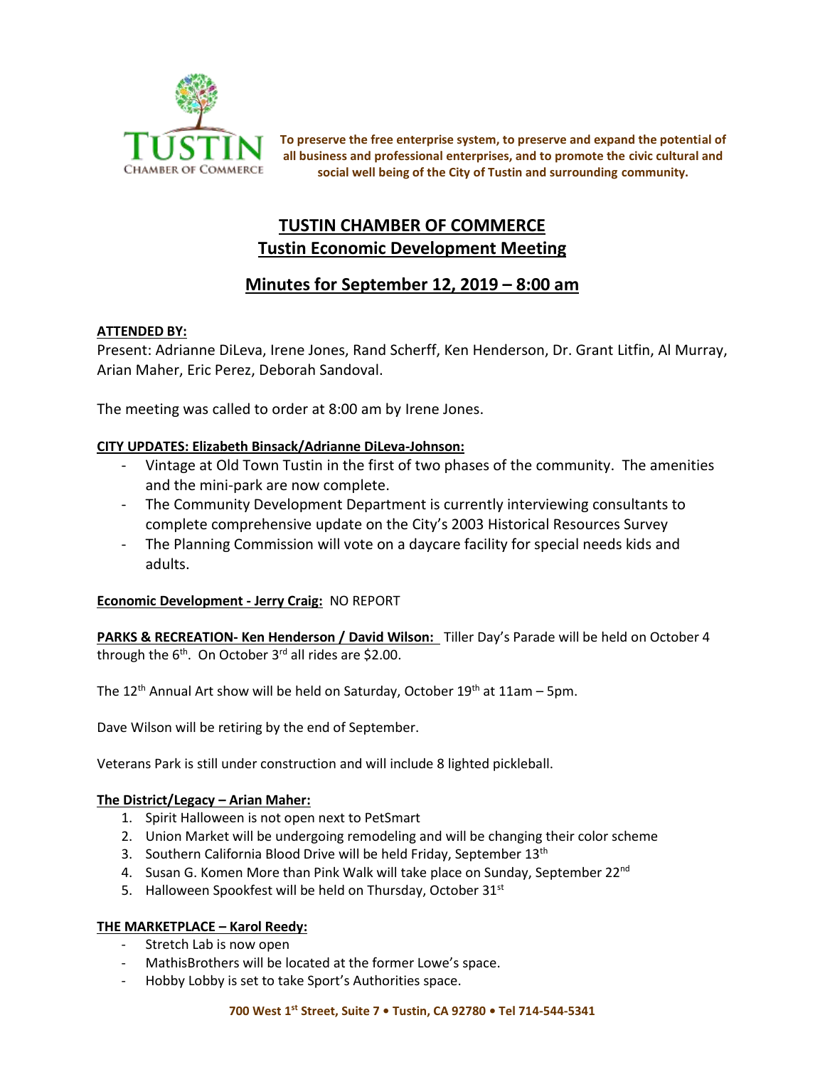**To preserve the free enterprise system, to preserve and expand the potential of all business and professional enterprises, and to promote the civic cultural and social well being of the City of Tustin and surrounding community.**

# TUSTIN CHAMBER OF COMMERCE
## Tustin Economic Development Meeting

## Minutes for September 12, 2019 – 8:00 am

**ATTENDED BY:**

Present: Adrianne DiLeva, Irene Jones, Rand Scherff, Ken Henderson, Dr. Grant Litfin, Al Murray, Arian Maher, Eric Perez, Deborah Sandoval.

The meeting was called to order at 8:00 am by Irene Jones.

**CITY UPDATES: Elizabeth Binsack/Adrianne DiLeva-Johnson:**

- Vintage at Old Town Tustin in the first of two phases of the community. The amenities and the mini-park are now complete.
- The Community Development Department is currently interviewing consultants to complete comprehensive update on the City's 2003 Historical Resources Survey
- The Planning Commission will vote on a daycare facility for special needs kids and adults.

**Economic Development - Jerry Craig:** NO REPORT

**PARKS & RECREATION- Ken Henderson / David Wilson:** Tiller Day's Parade will be held on October 4 through the 6th. On October 3rd all rides are $2.00.

The 12th Annual Art show will be held on Saturday, October 19th at 11am – 5pm.

Dave Wilson will be retiring by the end of September.

Veterans Park is still under construction and will include 8 lighted pickleball.

**The District/Legacy – Arian Maher:**

1. Spirit Halloween is not open next to PetSmart
2. Union Market will be undergoing remodeling and will be changing their color scheme
3. Southern California Blood Drive will be held Friday, September 13th
4. Susan G. Komen More than Pink Walk will take place on Sunday, September 22nd
5. Halloween Spookfest will be held on Thursday, October 31st

**THE MARKETPLACE – Karol Reedy:**

- Stretch Lab is now open
- MathisBrothers will be located at the former Lowe's space.
- Hobby Lobby is set to take Sport's Authorities space.

**700 West 1st Street, Suite 7 • Tustin, CA 92780 • Tel 714-544-5341**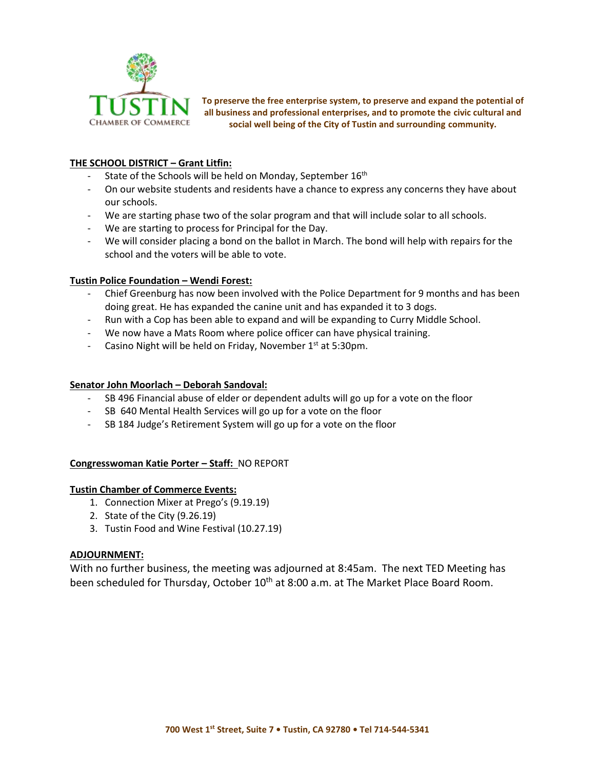TUSTIN CHAMBER OF COMMERCE

**To preserve the free enterprise system, to preserve and expand the potential of all business and professional enterprises, and to promote the civic cultural and social well being of the City of Tustin and surrounding community.**

**THE SCHOOL DISTRICT – Grant Litfin:**

- State of the Schools will be held on Monday, September 16th
- On our website students and residents have a chance to express any concerns they have about our schools.
- We are starting phase two of the solar program and that will include solar to all schools.
- We are starting to process for Principal for the Day.
- We will consider placing a bond on the ballot in March. The bond will help with repairs for the school and the voters will be able to vote.

**Tustin Police Foundation – Wendi Forest:**

- Chief Greenburg has now been involved with the Police Department for 9 months and has been doing great. He has expanded the canine unit and has expanded it to 3 dogs.
- Run with a Cop has been able to expand and will be expanding to Curry Middle School.
- We now have a Mats Room where police officer can have physical training.
- Casino Night will be held on Friday, November 1st at 5:30pm.

**Senator John Moorlach – Deborah Sandoval:**

- SB 496 Financial abuse of elder or dependent adults will go up for a vote on the floor
- SB 640 Mental Health Services will go up for a vote on the floor
- SB 184 Judge's Retirement System will go up for a vote on the floor

**Congresswoman Katie Porter – Staff:** NO REPORT

**Tustin Chamber of Commerce Events:**

1. Connection Mixer at Prego's (9.19.19)
2. State of the City (9.26.19)
3. Tustin Food and Wine Festival (10.27.19)

**ADJOURNMENT:**

With no further business, the meeting was adjourned at 8:45am. The next TED Meeting has been scheduled for Thursday, October 10th at 8:00 a.m. at The Market Place Board Room.

**700 West 1st Street, Suite 7 • Tustin, CA 92780 • Tel 714-544-5341**